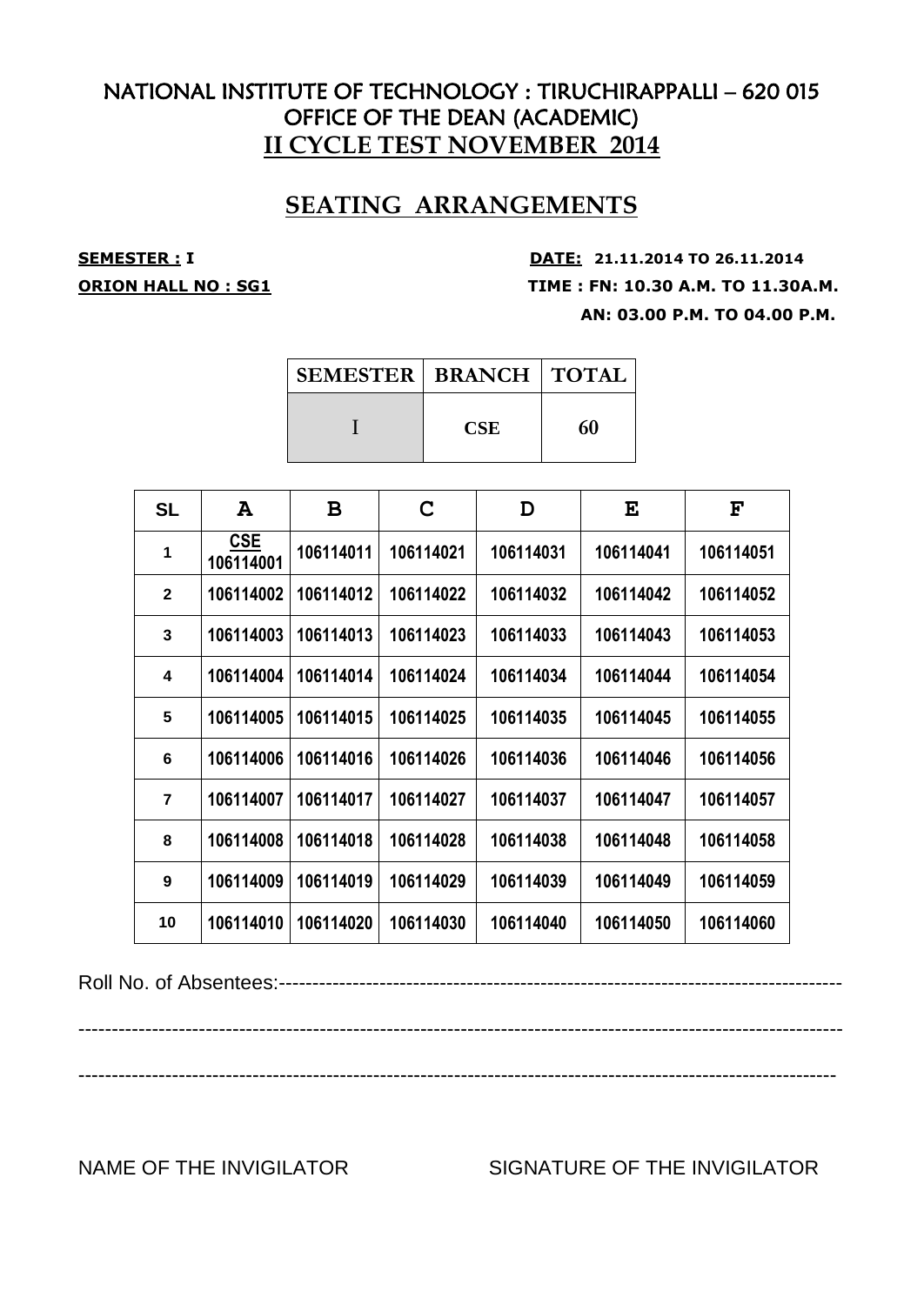# NATIONAL INSTITUTE OF TECHNOLOGY : TIRUCHIRAPPALLI – 620 015
## OFFICE OF THE DEAN (ACADEMIC)
## II CYCLE TEST NOVEMBER 2014

## SEATING ARRANGEMENTS

**SEMESTER : I** **DATE: 21.11.2014 TO 26.11.2014**

**ORION HALL NO : SG1** **TIME : FN: 10.30 A.M. TO 11.30A.M.**

**AN: 03.00 P.M. TO 04.00 P.M.**

| SEMESTER | BRANCH | TOTAL |
|---|---|---|
| I | CSE | 60 |

| SL | A | B | C | D | E | F |
|---|---|---|---|---|---|---|
| 1 | CSE 106114001 | 106114011 | 106114021 | 106114031 | 106114041 | 106114051 |
| 2 | 106114002 | 106114012 | 106114022 | 106114032 | 106114042 | 106114052 |
| 3 | 106114003 | 106114013 | 106114023 | 106114033 | 106114043 | 106114053 |
| 4 | 106114004 | 106114014 | 106114024 | 106114034 | 106114044 | 106114054 |
| 5 | 106114005 | 106114015 | 106114025 | 106114035 | 106114045 | 106114055 |
| 6 | 106114006 | 106114016 | 106114026 | 106114036 | 106114046 | 106114056 |
| 7 | 106114007 | 106114017 | 106114027 | 106114037 | 106114047 | 106114057 |
| 8 | 106114008 | 106114018 | 106114028 | 106114038 | 106114048 | 106114058 |
| 9 | 106114009 | 106114019 | 106114029 | 106114039 | 106114049 | 106114059 |
| 10 | 106114010 | 106114020 | 106114030 | 106114040 | 106114050 | 106114060 |

Roll No. of Absentees:--------------------------------------------------------------------------------

----------------------------------------------------------------------------------------------------------------

----------------------------------------------------------------------------------------------------------------

NAME OF THE INVIGILATOR SIGNATURE OF THE INVIGILATOR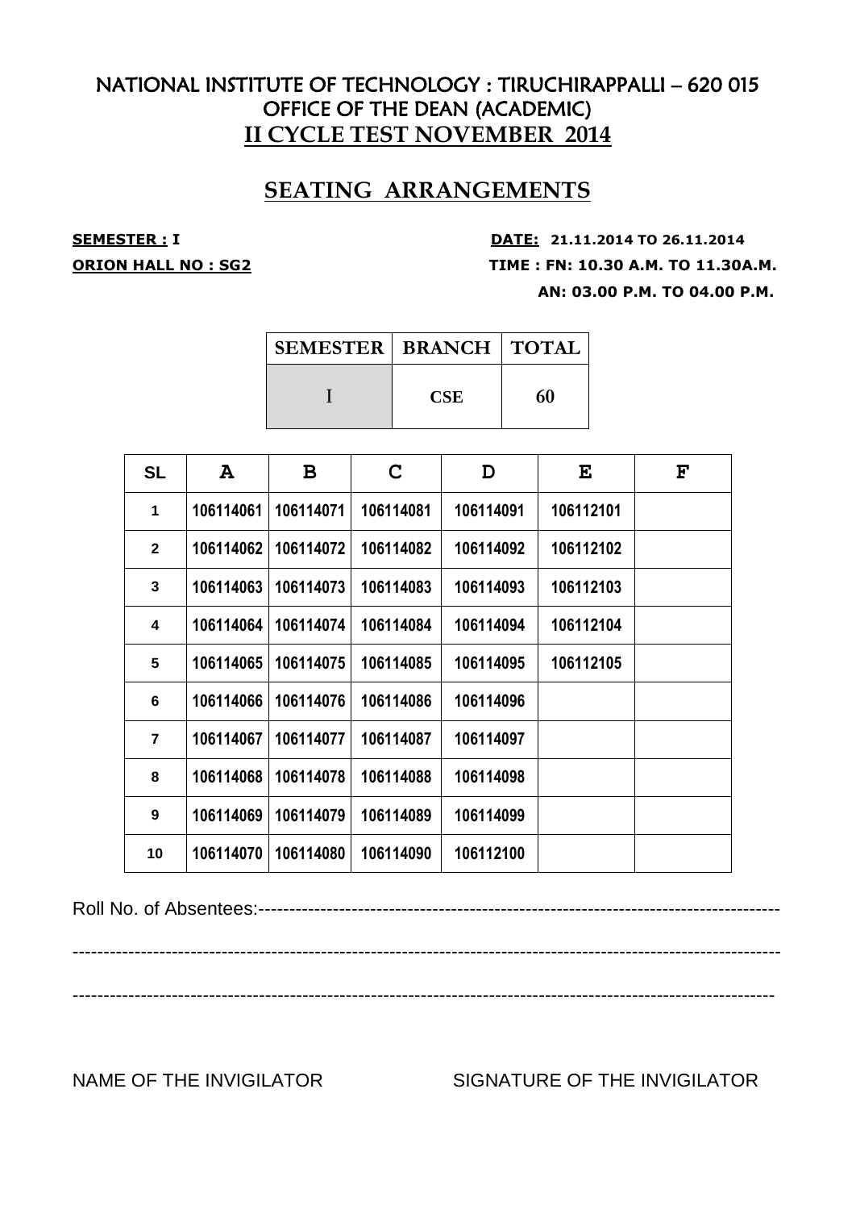# NATIONAL INSTITUTE OF TECHNOLOGY : TIRUCHIRAPPALLI – 620 015
## OFFICE OF THE DEAN (ACADEMIC)
## II CYCLE TEST NOVEMBER 2014

## SEATING ARRANGEMENTS

**SEMESTER : I** **DATE: 21.11.2014 TO 26.11.2014**

**ORION HALL NO : SG2** **TIME : FN: 10.30 A.M. TO 11.30A.M.**

**AN: 03.00 P.M. TO 04.00 P.M.**

| SEMESTER | BRANCH | TOTAL |
|---|---|---|
| I | CSE | 60 |

| SL | A | B | C | D | E | F |
|---|---|---|---|---|---|---|
| 1 | 106114061 | 106114071 | 106114081 | 106114091 | 106112101 | |
| 2 | 106114062 | 106114072 | 106114082 | 106114092 | 106112102 | |
| 3 | 106114063 | 106114073 | 106114083 | 106114093 | 106112103 | |
| 4 | 106114064 | 106114074 | 106114084 | 106114094 | 106112104 | |
| 5 | 106114065 | 106114075 | 106114085 | 106114095 | 106112105 | |
| 6 | 106114066 | 106114076 | 106114086 | 106114096 | | |
| 7 | 106114067 | 106114077 | 106114087 | 106114097 | | |
| 8 | 106114068 | 106114078 | 106114088 | 106114098 | | |
| 9 | 106114069 | 106114079 | 106114089 | 106114099 | | |
| 10 | 106114070 | 106114080 | 106114090 | 106112100 | | |

Roll No. of Absentees:------------------------------------------------------------------------------------

-----------------------------------------------------------------------------------------------------------------

-----------------------------------------------------------------------------------------------------------------

NAME OF THE INVIGILATOR SIGNATURE OF THE INVIGILATOR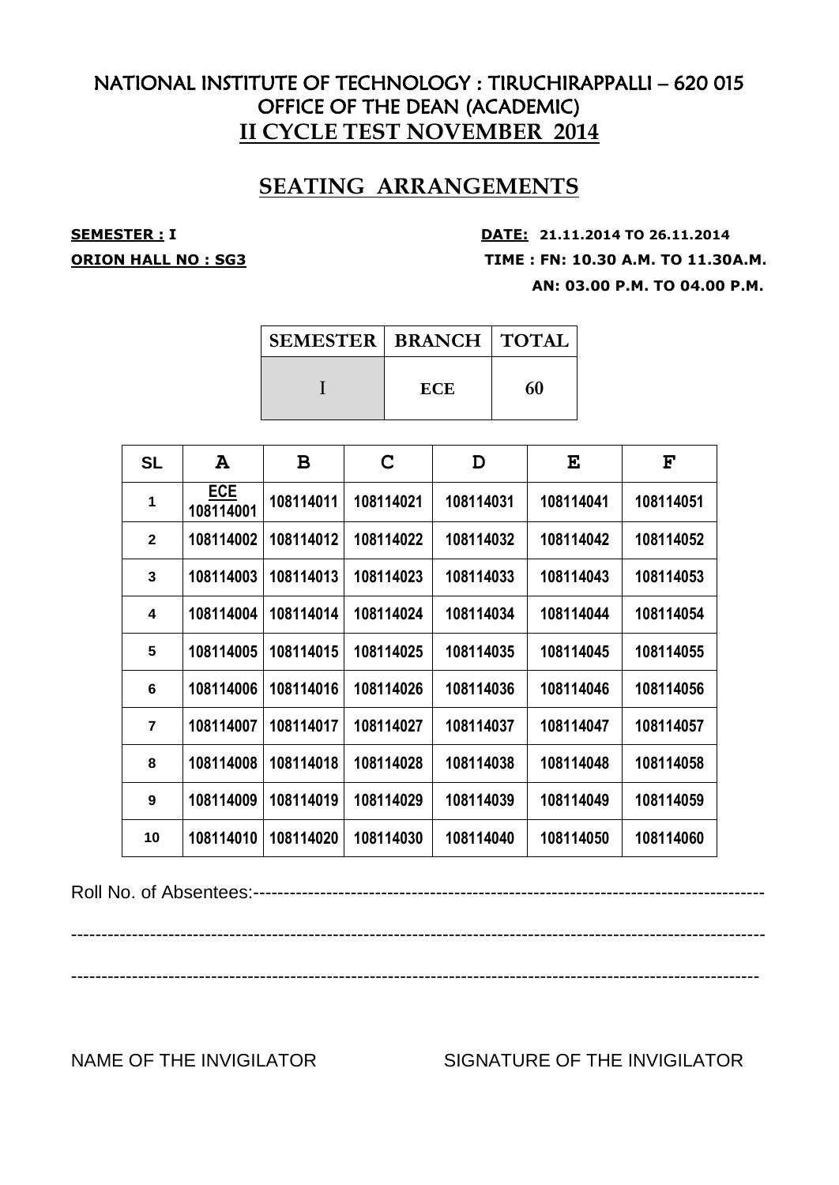# NATIONAL INSTITUTE OF TECHNOLOGY : TIRUCHIRAPPALLI – 620 015
## OFFICE OF THE DEAN (ACADEMIC)
## II CYCLE TEST NOVEMBER 2014

## SEATING ARRANGEMENTS

**SEMESTER : I** **DATE: 21.11.2014 TO 26.11.2014**

**ORION HALL NO : SG3** **TIME : FN: 10.30 A.M. TO 11.30A.M.**

**AN: 03.00 P.M. TO 04.00 P.M.**

| SEMESTER | BRANCH | TOTAL |
|---|---|---|
| I | ECE | 60 |

| SL | A | B | C | D | E | F |
|---|---|---|---|---|---|---|
| 1 | ECE 108114001 | 108114011 | 108114021 | 108114031 | 108114041 | 108114051 |
| 2 | 108114002 | 108114012 | 108114022 | 108114032 | 108114042 | 108114052 |
| 3 | 108114003 | 108114013 | 108114023 | 108114033 | 108114043 | 108114053 |
| 4 | 108114004 | 108114014 | 108114024 | 108114034 | 108114044 | 108114054 |
| 5 | 108114005 | 108114015 | 108114025 | 108114035 | 108114045 | 108114055 |
| 6 | 108114006 | 108114016 | 108114026 | 108114036 | 108114046 | 108114056 |
| 7 | 108114007 | 108114017 | 108114027 | 108114037 | 108114047 | 108114057 |
| 8 | 108114008 | 108114018 | 108114028 | 108114038 | 108114048 | 108114058 |
| 9 | 108114009 | 108114019 | 108114029 | 108114039 | 108114049 | 108114059 |
| 10 | 108114010 | 108114020 | 108114030 | 108114040 | 108114050 | 108114060 |

Roll No. of Absentees:--------------------------------------------------------------------------------

------------------------------------------------------------------------------------------------------------------

------------------------------------------------------------------------------------------------------------------

NAME OF THE INVIGILATOR SIGNATURE OF THE INVIGILATOR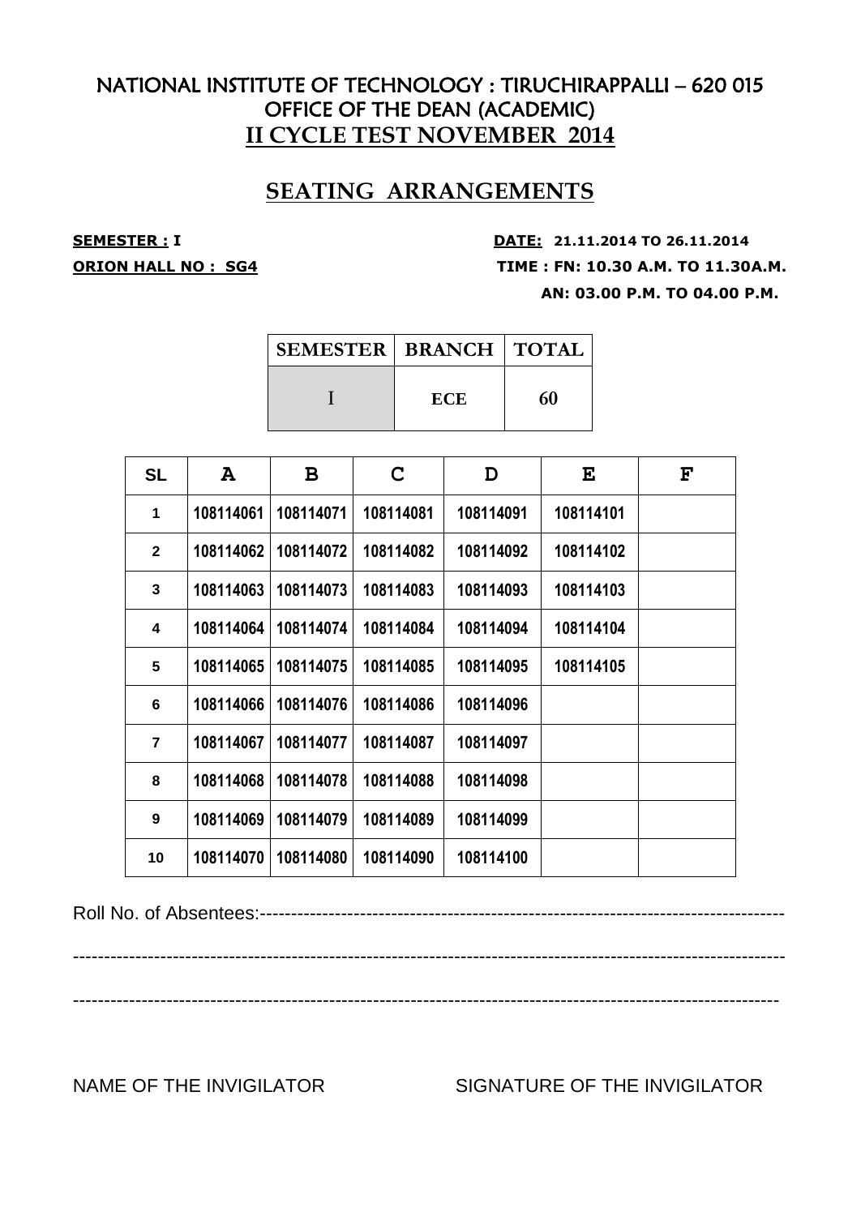# NATIONAL INSTITUTE OF TECHNOLOGY : TIRUCHIRAPPALLI – 620 015
## OFFICE OF THE DEAN (ACADEMIC)
## II CYCLE TEST NOVEMBER 2014

## SEATING ARRANGEMENTS

**SEMESTER : I** **DATE: 21.11.2014 TO 26.11.2014**

**ORION HALL NO : SG4** **TIME : FN: 10.30 A.M. TO 11.30A.M.**

**AN: 03.00 P.M. TO 04.00 P.M.**

| SEMESTER | BRANCH | TOTAL |
|---|---|---|
| I | ECE | 60 |

| SL | A | B | C | D | E | F |
|---|---|---|---|---|---|---|
| 1 | 108114061 | 108114071 | 108114081 | 108114091 | 108114101 | |
| 2 | 108114062 | 108114072 | 108114082 | 108114092 | 108114102 | |
| 3 | 108114063 | 108114073 | 108114083 | 108114093 | 108114103 | |
| 4 | 108114064 | 108114074 | 108114084 | 108114094 | 108114104 | |
| 5 | 108114065 | 108114075 | 108114085 | 108114095 | 108114105 | |
| 6 | 108114066 | 108114076 | 108114086 | 108114096 | | |
| 7 | 108114067 | 108114077 | 108114087 | 108114097 | | |
| 8 | 108114068 | 108114078 | 108114088 | 108114098 | | |
| 9 | 108114069 | 108114079 | 108114089 | 108114099 | | |
| 10 | 108114070 | 108114080 | 108114090 | 108114100 | | |

Roll No. of Absentees:--------------------------------------------------------------------------------

------------------------------------------------------------------------------------------------------------

------------------------------------------------------------------------------------------------------------

NAME OF THE INVIGILATOR SIGNATURE OF THE INVIGILATOR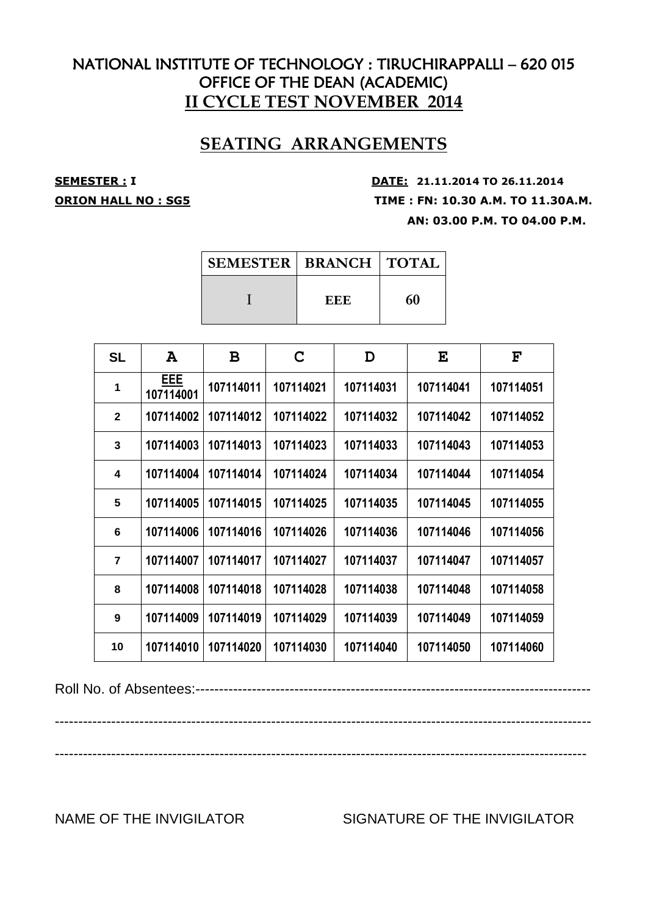# NATIONAL INSTITUTE OF TECHNOLOGY : TIRUCHIRAPPALLI – 620 015
## OFFICE OF THE DEAN (ACADEMIC)
## II CYCLE TEST NOVEMBER 2014

## SEATING ARRANGEMENTS

**SEMESTER : I** **DATE: 21.11.2014 TO 26.11.2014**

**ORION HALL NO : SG5** **TIME : FN: 10.30 A.M. TO 11.30A.M.**

**AN: 03.00 P.M. TO 04.00 P.M.**

| SEMESTER | BRANCH | TOTAL |
|---|---|---|
| I | EEE | 60 |

| SL | A | B | C | D | E | F |
|---|---|---|---|---|---|---|
| 1 | EEE 107114001 | 107114011 | 107114021 | 107114031 | 107114041 | 107114051 |
| 2 | 107114002 | 107114012 | 107114022 | 107114032 | 107114042 | 107114052 |
| 3 | 107114003 | 107114013 | 107114023 | 107114033 | 107114043 | 107114053 |
| 4 | 107114004 | 107114014 | 107114024 | 107114034 | 107114044 | 107114054 |
| 5 | 107114005 | 107114015 | 107114025 | 107114035 | 107114045 | 107114055 |
| 6 | 107114006 | 107114016 | 107114026 | 107114036 | 107114046 | 107114056 |
| 7 | 107114007 | 107114017 | 107114027 | 107114037 | 107114047 | 107114057 |
| 8 | 107114008 | 107114018 | 107114028 | 107114038 | 107114048 | 107114058 |
| 9 | 107114009 | 107114019 | 107114029 | 107114039 | 107114049 | 107114059 |
| 10 | 107114010 | 107114020 | 107114030 | 107114040 | 107114050 | 107114060 |

Roll No. of Absentees:--------------------------------------------------------------------------------

----------------------------------------------------------------------------------------------------------------

----------------------------------------------------------------------------------------------------------------

NAME OF THE INVIGILATOR SIGNATURE OF THE INVIGILATOR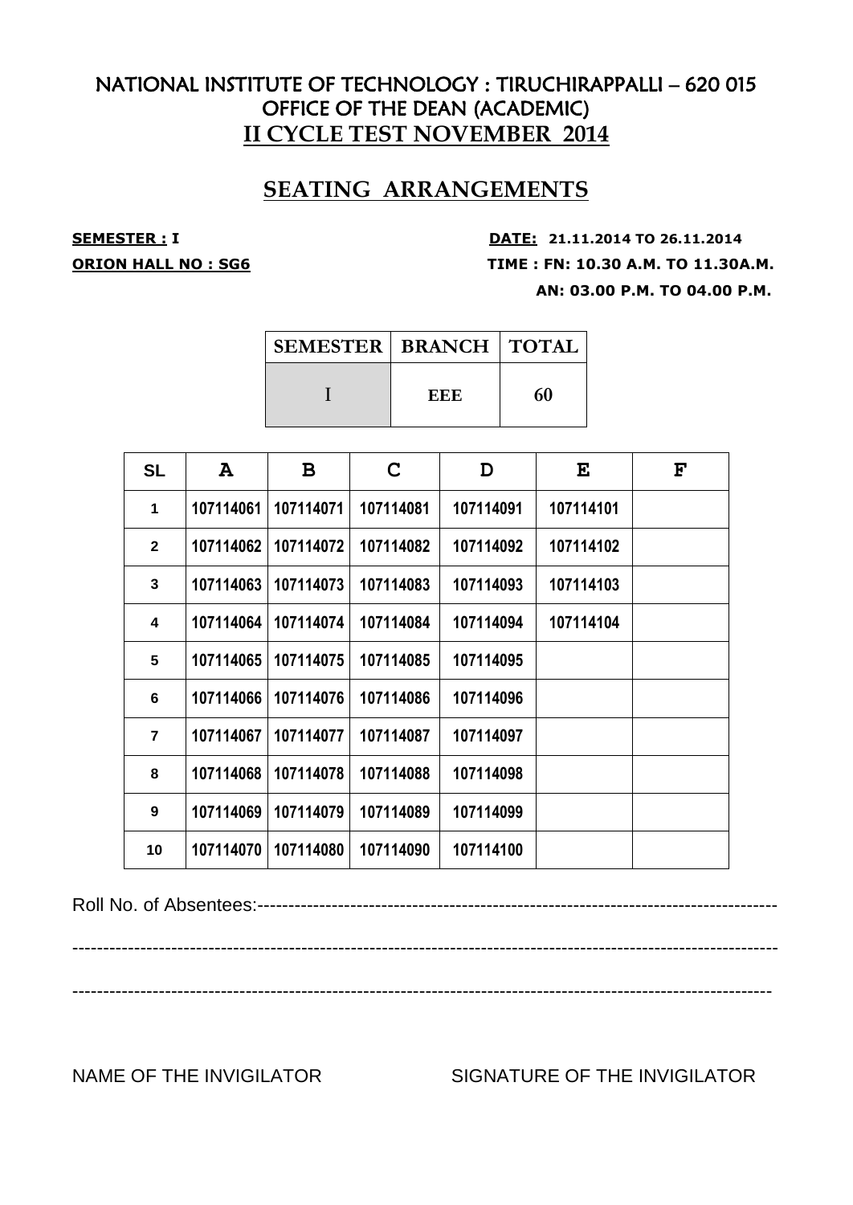# NATIONAL INSTITUTE OF TECHNOLOGY : TIRUCHIRAPPALLI – 620 015
## OFFICE OF THE DEAN (ACADEMIC)
## II CYCLE TEST NOVEMBER 2014

## SEATING ARRANGEMENTS

**SEMESTER : I** **DATE: 21.11.2014 TO 26.11.2014**

**ORION HALL NO : SG6** **TIME : FN: 10.30 A.M. TO 11.30A.M.**

**AN: 03.00 P.M. TO 04.00 P.M.**

| SEMESTER | BRANCH | TOTAL |
|---|---|---|
| I | EEE | 60 |

| SL | A | B | C | D | E | F |
|---|---|---|---|---|---|---|
| 1 | 107114061 | 107114071 | 107114081 | 107114091 | 107114101 | |
| 2 | 107114062 | 107114072 | 107114082 | 107114092 | 107114102 | |
| 3 | 107114063 | 107114073 | 107114083 | 107114093 | 107114103 | |
| 4 | 107114064 | 107114074 | 107114084 | 107114094 | 107114104 | |
| 5 | 107114065 | 107114075 | 107114085 | 107114095 | | |
| 6 | 107114066 | 107114076 | 107114086 | 107114096 | | |
| 7 | 107114067 | 107114077 | 107114087 | 107114097 | | |
| 8 | 107114068 | 107114078 | 107114088 | 107114098 | | |
| 9 | 107114069 | 107114079 | 107114089 | 107114099 | | |
| 10 | 107114070 | 107114080 | 107114090 | 107114100 | | |

Roll No. of Absentees:--------------------------------------------------------------------------------

-------------------------------------------------------------------------------------------------------------

-------------------------------------------------------------------------------------------------------------

NAME OF THE INVIGILATOR SIGNATURE OF THE INVIGILATOR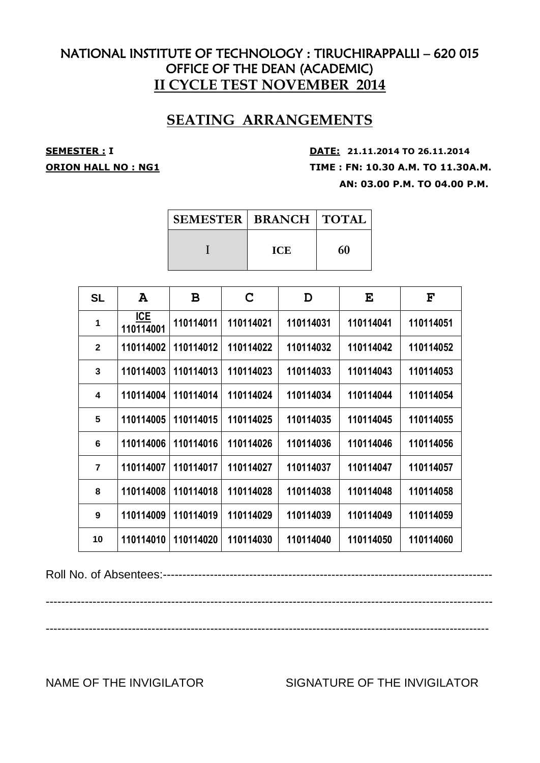# NATIONAL INSTITUTE OF TECHNOLOGY : TIRUCHIRAPPALLI – 620 015
## OFFICE OF THE DEAN (ACADEMIC)
## II CYCLE TEST NOVEMBER 2014

## SEATING ARRANGEMENTS

**SEMESTER : I** 　　　　　　　　　　　　　　**DATE: 21.11.2014 TO 26.11.2014**

**ORION HALL NO : NG1** 　　　　　　　　　　**TIME : FN: 10.30 A.M. TO 11.30A.M.**

**AN: 03.00 P.M. TO 04.00 P.M.**

| SEMESTER | BRANCH | TOTAL |
|---|---|---|
| I | ICE | 60 |

| SL | A | B | C | D | E | F |
|---|---|---|---|---|---|---|
| 1 | ICE 110114001 | 110114011 | 110114021 | 110114031 | 110114041 | 110114051 |
| 2 | 110114002 | 110114012 | 110114022 | 110114032 | 110114042 | 110114052 |
| 3 | 110114003 | 110114013 | 110114023 | 110114033 | 110114043 | 110114053 |
| 4 | 110114004 | 110114014 | 110114024 | 110114034 | 110114044 | 110114054 |
| 5 | 110114005 | 110114015 | 110114025 | 110114035 | 110114045 | 110114055 |
| 6 | 110114006 | 110114016 | 110114026 | 110114036 | 110114046 | 110114056 |
| 7 | 110114007 | 110114017 | 110114027 | 110114037 | 110114047 | 110114057 |
| 8 | 110114008 | 110114018 | 110114028 | 110114038 | 110114048 | 110114058 |
| 9 | 110114009 | 110114019 | 110114029 | 110114039 | 110114049 | 110114059 |
| 10 | 110114010 | 110114020 | 110114030 | 110114040 | 110114050 | 110114060 |

Roll No. of Absentees:--------------------------------------------------------------------------------

-----------------------------------------------------------------------------------------------------------------

-----------------------------------------------------------------------------------------------------------------

NAME OF THE INVIGILATOR 　　　　　　　SIGNATURE OF THE INVIGILATOR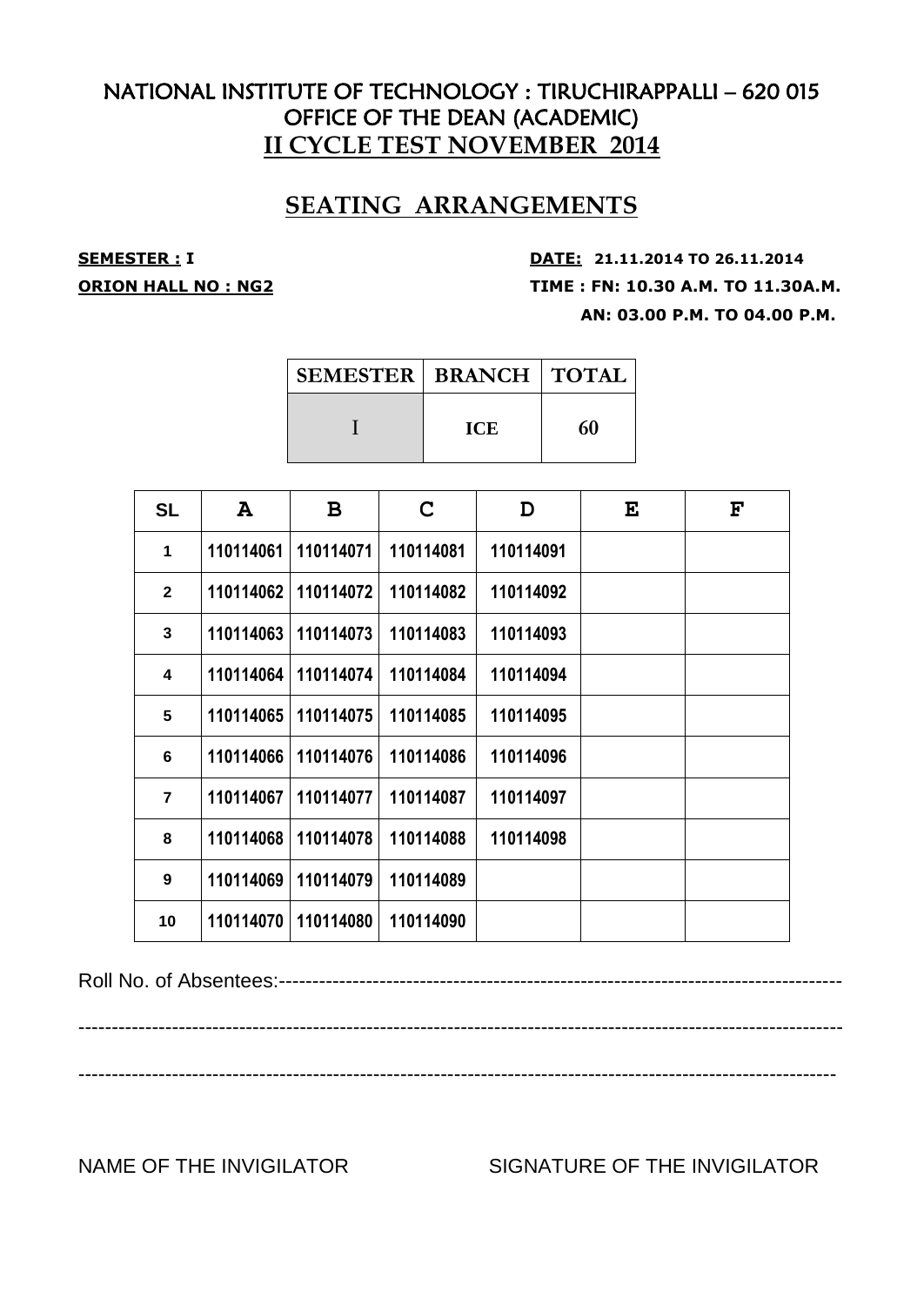# NATIONAL INSTITUTE OF TECHNOLOGY : TIRUCHIRAPPALLI – 620 015
## OFFICE OF THE DEAN (ACADEMIC)
## II CYCLE TEST NOVEMBER 2014

## SEATING ARRANGEMENTS

**SEMESTER : I** **DATE: 21.11.2014 TO 26.11.2014**

**ORION HALL NO : NG2** **TIME : FN: 10.30 A.M. TO 11.30A.M.**

**AN: 03.00 P.M. TO 04.00 P.M.**

| SEMESTER | BRANCH | TOTAL |
|---|---|---|
| I | ICE | 60 |

| SL | A | B | C | D | E | F |
|---|---|---|---|---|---|---|
| 1 | 110114061 | 110114071 | 110114081 | 110114091 | | |
| 2 | 110114062 | 110114072 | 110114082 | 110114092 | | |
| 3 | 110114063 | 110114073 | 110114083 | 110114093 | | |
| 4 | 110114064 | 110114074 | 110114084 | 110114094 | | |
| 5 | 110114065 | 110114075 | 110114085 | 110114095 | | |
| 6 | 110114066 | 110114076 | 110114086 | 110114096 | | |
| 7 | 110114067 | 110114077 | 110114087 | 110114097 | | |
| 8 | 110114068 | 110114078 | 110114088 | 110114098 | | |
| 9 | 110114069 | 110114079 | 110114089 | | | |
| 10 | 110114070 | 110114080 | 110114090 | | | |

Roll No. of Absentees:----------------------------------------------------------------------------------

--------------------------------------------------------------------------------------------------------------

--------------------------------------------------------------------------------------------------------------

NAME OF THE INVIGILATOR SIGNATURE OF THE INVIGILATOR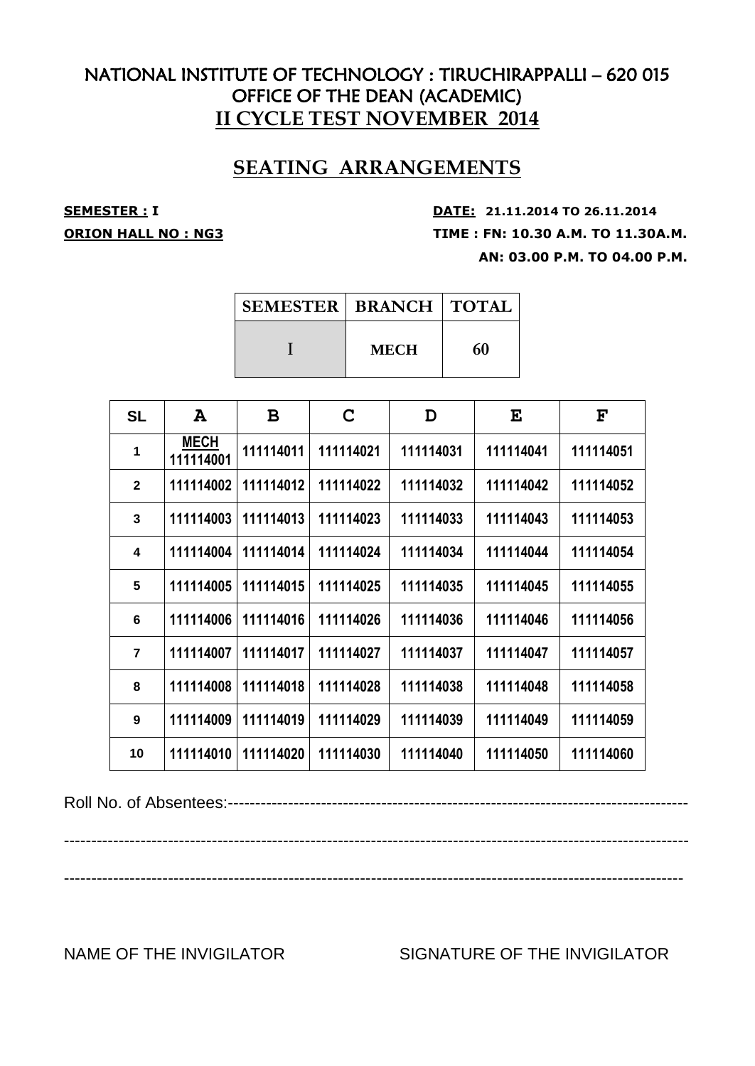# NATIONAL INSTITUTE OF TECHNOLOGY : TIRUCHIRAPPALLI – 620 015
## OFFICE OF THE DEAN (ACADEMIC)
## II CYCLE TEST NOVEMBER 2014

## SEATING ARRANGEMENTS

**SEMESTER : I** **DATE: 21.11.2014 TO 26.11.2014**

**ORION HALL NO : NG3** **TIME : FN: 10.30 A.M. TO 11.30A.M.**

**AN: 03.00 P.M. TO 04.00 P.M.**

| SEMESTER | BRANCH | TOTAL |
|---|---|---|
| I | MECH | 60 |

| SL | A | B | C | D | E | F |
|---|---|---|---|---|---|---|
| 1 | MECH 111114001 | 111114011 | 111114021 | 111114031 | 111114041 | 111114051 |
| 2 | 111114002 | 111114012 | 111114022 | 111114032 | 111114042 | 111114052 |
| 3 | 111114003 | 111114013 | 111114023 | 111114033 | 111114043 | 111114053 |
| 4 | 111114004 | 111114014 | 111114024 | 111114034 | 111114044 | 111114054 |
| 5 | 111114005 | 111114015 | 111114025 | 111114035 | 111114045 | 111114055 |
| 6 | 111114006 | 111114016 | 111114026 | 111114036 | 111114046 | 111114056 |
| 7 | 111114007 | 111114017 | 111114027 | 111114037 | 111114047 | 111114057 |
| 8 | 111114008 | 111114018 | 111114028 | 111114038 | 111114048 | 111114058 |
| 9 | 111114009 | 111114019 | 111114029 | 111114039 | 111114049 | 111114059 |
| 10 | 111114010 | 111114020 | 111114030 | 111114040 | 111114050 | 111114060 |

Roll No. of Absentees:--------------------------------------------------------------------------------

---------------------------------------------------------------------------------------------------------------

--------------------------------------------------------------------------------------------------------------

NAME OF THE INVIGILATOR SIGNATURE OF THE INVIGILATOR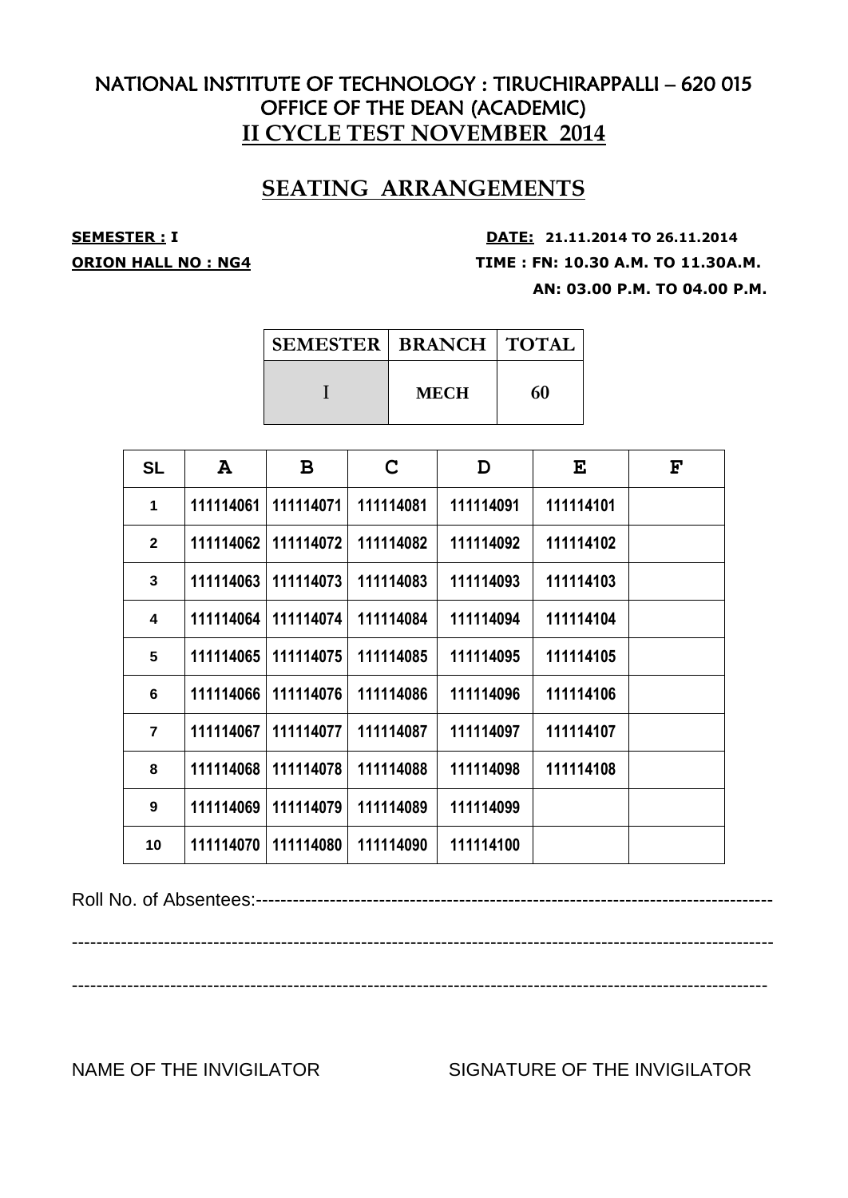# NATIONAL INSTITUTE OF TECHNOLOGY : TIRUCHIRAPPALLI – 620 015
## OFFICE OF THE DEAN (ACADEMIC)
## II CYCLE TEST NOVEMBER 2014

## SEATING ARRANGEMENTS

**SEMESTER : I** **DATE: 21.11.2014 TO 26.11.2014**

**ORION HALL NO : NG4** **TIME : FN: 10.30 A.M. TO 11.30A.M.**

**AN: 03.00 P.M. TO 04.00 P.M.**

| SEMESTER | BRANCH | TOTAL |
|---|---|---|
| I | MECH | 60 |

| SL | A | B | C | D | E | F |
|---|---|---|---|---|---|---|
| 1 | 111114061 | 111114071 | 111114081 | 111114091 | 111114101 | |
| 2 | 111114062 | 111114072 | 111114082 | 111114092 | 111114102 | |
| 3 | 111114063 | 111114073 | 111114083 | 111114093 | 111114103 | |
| 4 | 111114064 | 111114074 | 111114084 | 111114094 | 111114104 | |
| 5 | 111114065 | 111114075 | 111114085 | 111114095 | 111114105 | |
| 6 | 111114066 | 111114076 | 111114086 | 111114096 | 111114106 | |
| 7 | 111114067 | 111114077 | 111114087 | 111114097 | 111114107 | |
| 8 | 111114068 | 111114078 | 111114088 | 111114098 | 111114108 | |
| 9 | 111114069 | 111114079 | 111114089 | 111114099 | | |
| 10 | 111114070 | 111114080 | 111114090 | 111114100 | | |

Roll No. of Absentees:--------------------------------------------------------------------------------

------------------------------------------------------------------------------------------------------------

------------------------------------------------------------------------------------------------------------

NAME OF THE INVIGILATOR SIGNATURE OF THE INVIGILATOR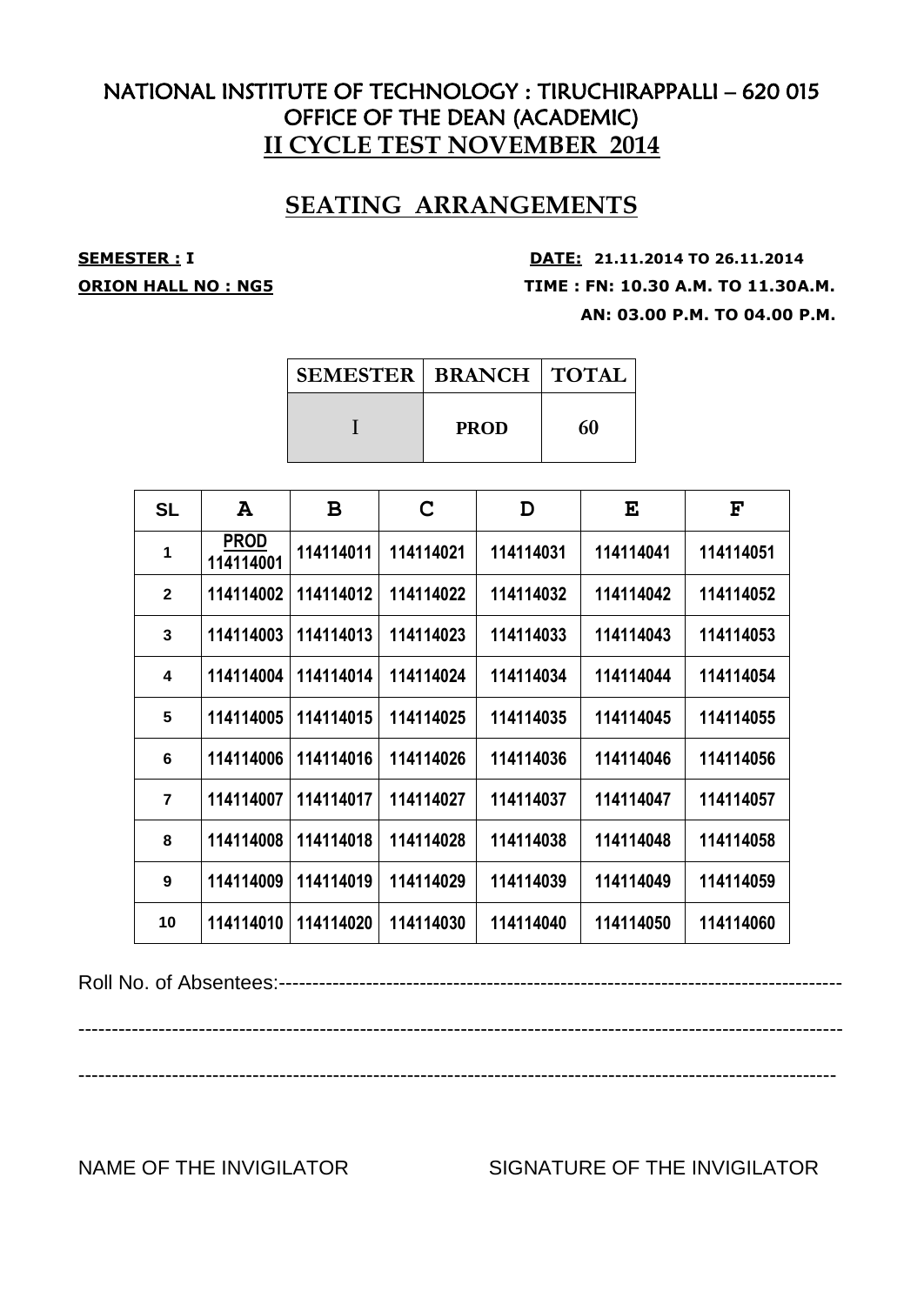# NATIONAL INSTITUTE OF TECHNOLOGY : TIRUCHIRAPPALLI – 620 015
## OFFICE OF THE DEAN (ACADEMIC)
## II CYCLE TEST NOVEMBER 2014

## SEATING ARRANGEMENTS

**SEMESTER : I** **DATE: 21.11.2014 TO 26.11.2014**

**ORION HALL NO : NG5** **TIME : FN: 10.30 A.M. TO 11.30A.M.**

**AN: 03.00 P.M. TO 04.00 P.M.**

| SEMESTER | BRANCH | TOTAL |
|---|---|---|
| I | PROD | 60 |

| SL | A | B | C | D | E | F |
|---|---|---|---|---|---|---|
| 1 | PROD 114114001 | 114114011 | 114114021 | 114114031 | 114114041 | 114114051 |
| 2 | 114114002 | 114114012 | 114114022 | 114114032 | 114114042 | 114114052 |
| 3 | 114114003 | 114114013 | 114114023 | 114114033 | 114114043 | 114114053 |
| 4 | 114114004 | 114114014 | 114114024 | 114114034 | 114114044 | 114114054 |
| 5 | 114114005 | 114114015 | 114114025 | 114114035 | 114114045 | 114114055 |
| 6 | 114114006 | 114114016 | 114114026 | 114114036 | 114114046 | 114114056 |
| 7 | 114114007 | 114114017 | 114114027 | 114114037 | 114114047 | 114114057 |
| 8 | 114114008 | 114114018 | 114114028 | 114114038 | 114114048 | 114114058 |
| 9 | 114114009 | 114114019 | 114114029 | 114114039 | 114114049 | 114114059 |
| 10 | 114114010 | 114114020 | 114114030 | 114114040 | 114114050 | 114114060 |

Roll No. of Absentees:--------------------------------------------------------------------------------

------------------------------------------------------------------------------------------------------------------

------------------------------------------------------------------------------------------------------------------

NAME OF THE INVIGILATOR SIGNATURE OF THE INVIGILATOR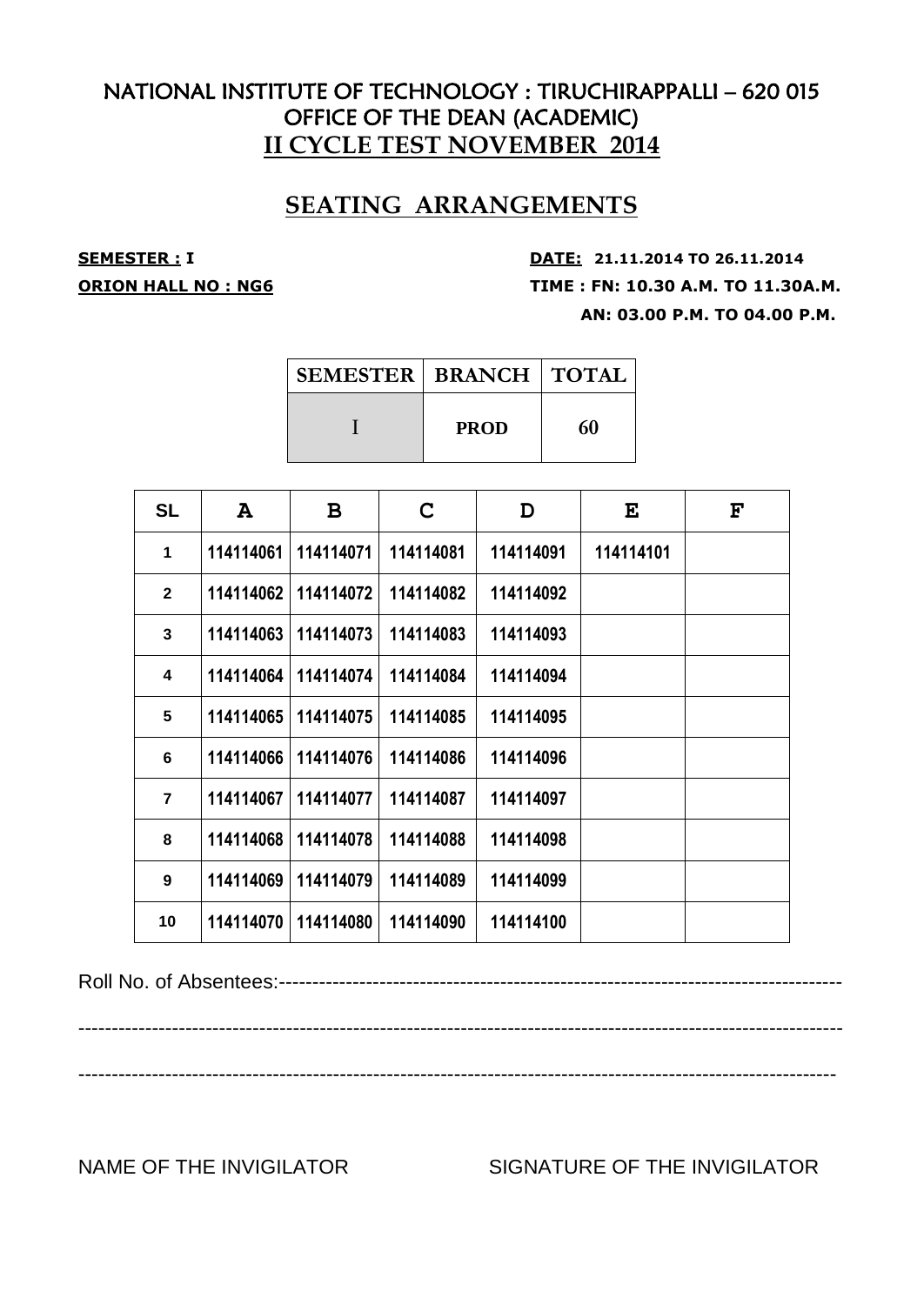# NATIONAL INSTITUTE OF TECHNOLOGY : TIRUCHIRAPPALLI – 620 015
## OFFICE OF THE DEAN (ACADEMIC)
## II CYCLE TEST NOVEMBER 2014

## SEATING ARRANGEMENTS

**SEMESTER : I** **DATE: 21.11.2014 TO 26.11.2014**

**ORION HALL NO : NG6** **TIME : FN: 10.30 A.M. TO 11.30A.M.**

**AN: 03.00 P.M. TO 04.00 P.M.**

| SEMESTER | BRANCH | TOTAL |
|---|---|---|
| I | PROD | 60 |

| SL | A | B | C | D | E | F |
|---|---|---|---|---|---|---|
| 1 | 114114061 | 114114071 | 114114081 | 114114091 | 114114101 | |
| 2 | 114114062 | 114114072 | 114114082 | 114114092 | | |
| 3 | 114114063 | 114114073 | 114114083 | 114114093 | | |
| 4 | 114114064 | 114114074 | 114114084 | 114114094 | | |
| 5 | 114114065 | 114114075 | 114114085 | 114114095 | | |
| 6 | 114114066 | 114114076 | 114114086 | 114114096 | | |
| 7 | 114114067 | 114114077 | 114114087 | 114114097 | | |
| 8 | 114114068 | 114114078 | 114114088 | 114114098 | | |
| 9 | 114114069 | 114114079 | 114114089 | 114114099 | | |
| 10 | 114114070 | 114114080 | 114114090 | 114114100 | | |

Roll No. of Absentees:--------------------------------------------------------------------------------

--------------------------------------------------------------------------------------------------------------

--------------------------------------------------------------------------------------------------------------

NAME OF THE INVIGILATOR SIGNATURE OF THE INVIGILATOR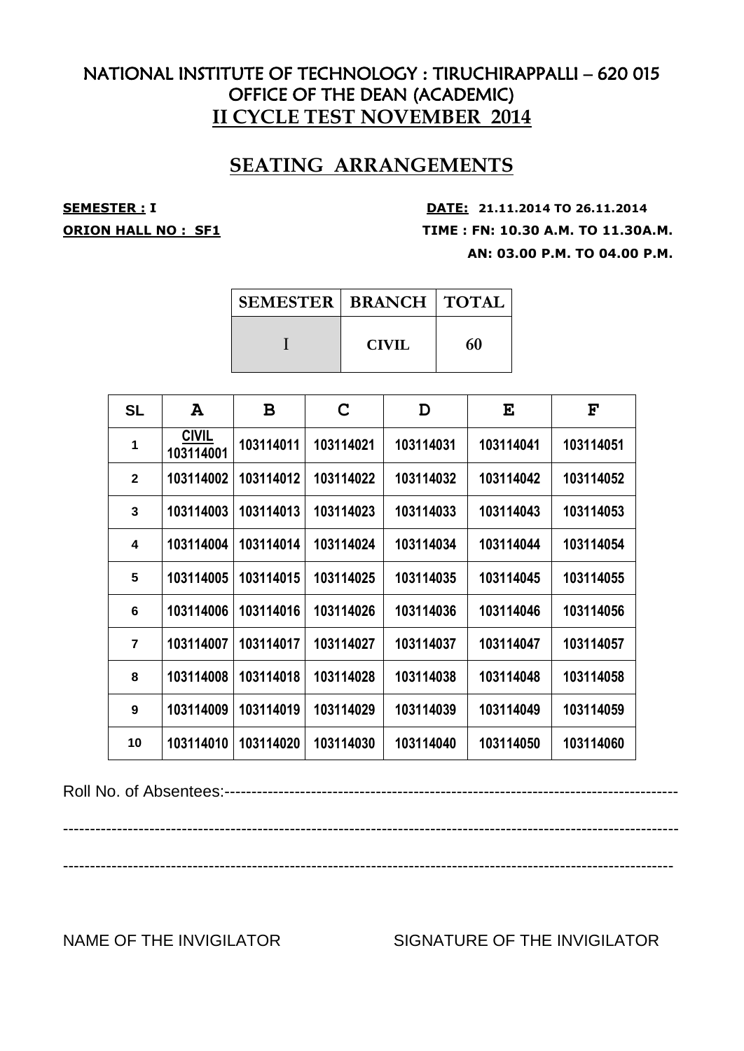# NATIONAL INSTITUTE OF TECHNOLOGY : TIRUCHIRAPPALLI – 620 015
## OFFICE OF THE DEAN (ACADEMIC)
## II CYCLE TEST NOVEMBER 2014

## SEATING ARRANGEMENTS

**SEMESTER : I** **DATE: 21.11.2014 TO 26.11.2014**

**ORION HALL NO : SF1** **TIME : FN: 10.30 A.M. TO 11.30A.M.**

**AN: 03.00 P.M. TO 04.00 P.M.**

| SEMESTER | BRANCH | TOTAL |
|---|---|---|
| I | CIVIL | 60 |

| SL | A | B | C | D | E | F |
|---|---|---|---|---|---|---|
| 1 | CIVIL 103114001 | 103114011 | 103114021 | 103114031 | 103114041 | 103114051 |
| 2 | 103114002 | 103114012 | 103114022 | 103114032 | 103114042 | 103114052 |
| 3 | 103114003 | 103114013 | 103114023 | 103114033 | 103114043 | 103114053 |
| 4 | 103114004 | 103114014 | 103114024 | 103114034 | 103114044 | 103114054 |
| 5 | 103114005 | 103114015 | 103114025 | 103114035 | 103114045 | 103114055 |
| 6 | 103114006 | 103114016 | 103114026 | 103114036 | 103114046 | 103114056 |
| 7 | 103114007 | 103114017 | 103114027 | 103114037 | 103114047 | 103114057 |
| 8 | 103114008 | 103114018 | 103114028 | 103114038 | 103114048 | 103114058 |
| 9 | 103114009 | 103114019 | 103114029 | 103114039 | 103114049 | 103114059 |
| 10 | 103114010 | 103114020 | 103114030 | 103114040 | 103114050 | 103114060 |

Roll No. of Absentees:--------------------------------------------------------------------------------

------------------------------------------------------------------------------------------------------------

------------------------------------------------------------------------------------------------------------

NAME OF THE INVIGILATOR SIGNATURE OF THE INVIGILATOR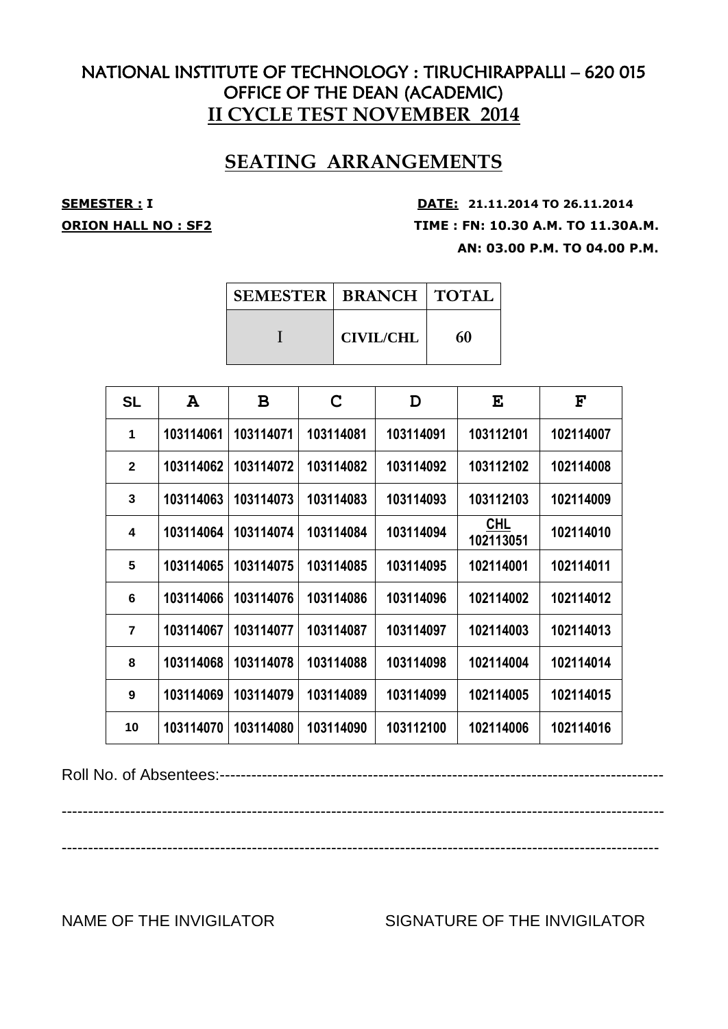# NATIONAL INSTITUTE OF TECHNOLOGY : TIRUCHIRAPPALLI – 620 015
## OFFICE OF THE DEAN (ACADEMIC)
## II CYCLE TEST NOVEMBER 2014

## SEATING ARRANGEMENTS

**SEMESTER : I** — **DATE: 21.11.2014 TO 26.11.2014**

**ORION HALL NO : SF2** — **TIME : FN: 10.30 A.M. TO 11.30A.M.**

**AN: 03.00 P.M. TO 04.00 P.M.**

| SEMESTER | BRANCH | TOTAL |
|---|---|---|
| I | CIVIL/CHL | 60 |

| SL | A | B | C | D | E | F |
|---|---|---|---|---|---|---|
| 1 | 103114061 | 103114071 | 103114081 | 103114091 | 103112101 | 102114007 |
| 2 | 103114062 | 103114072 | 103114082 | 103114092 | 103112102 | 102114008 |
| 3 | 103114063 | 103114073 | 103114083 | 103114093 | 103112103 | 102114009 |
| 4 | 103114064 | 103114074 | 103114084 | 103114094 | CHL 102113051 | 102114010 |
| 5 | 103114065 | 103114075 | 103114085 | 103114095 | 102114001 | 102114011 |
| 6 | 103114066 | 103114076 | 103114086 | 103114096 | 102114002 | 102114012 |
| 7 | 103114067 | 103114077 | 103114087 | 103114097 | 102114003 | 102114013 |
| 8 | 103114068 | 103114078 | 103114088 | 103114098 | 102114004 | 102114014 |
| 9 | 103114069 | 103114079 | 103114089 | 103114099 | 102114005 | 102114015 |
| 10 | 103114070 | 103114080 | 103114090 | 103112100 | 102114006 | 102114016 |

Roll No. of Absentees:--------------------------------------------------------------------------------

----------------------------------------------------------------------------------------------------------------

----------------------------------------------------------------------------------------------------------------

NAME OF THE INVIGILATOR SIGNATURE OF THE INVIGILATOR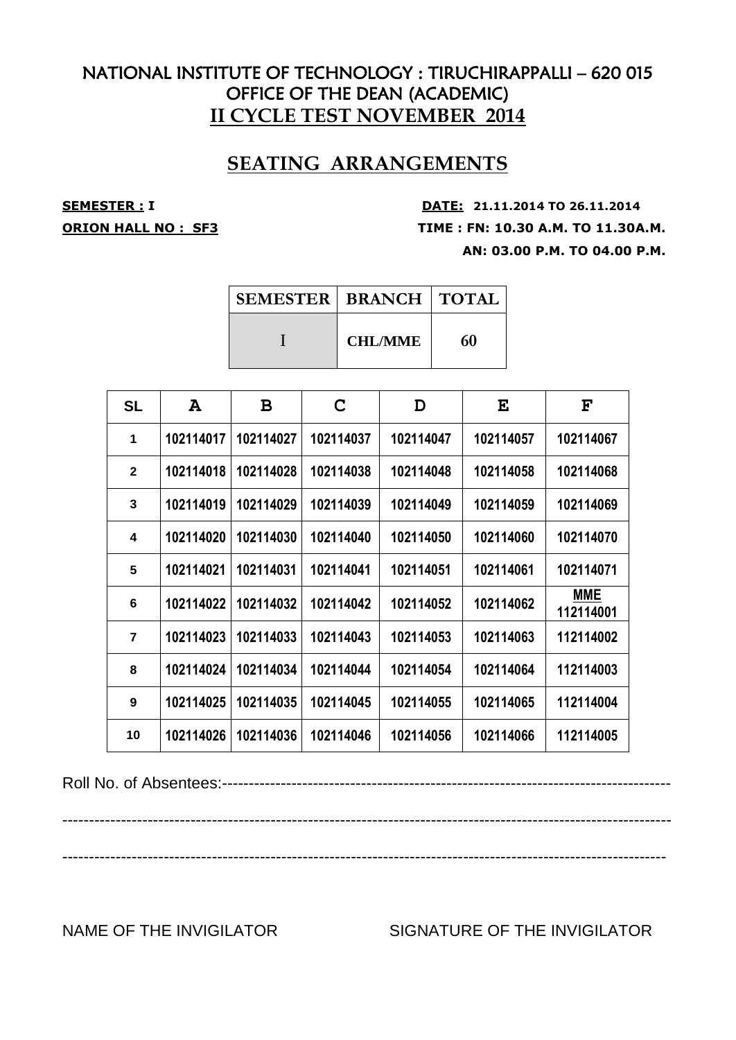# NATIONAL INSTITUTE OF TECHNOLOGY : TIRUCHIRAPPALLI – 620 015
## OFFICE OF THE DEAN (ACADEMIC)
## II CYCLE TEST NOVEMBER 2014

## SEATING ARRANGEMENTS

**SEMESTER : I** **DATE: 21.11.2014 TO 26.11.2014**

**ORION HALL NO : SF3** **TIME : FN: 10.30 A.M. TO 11.30A.M.**

**AN: 03.00 P.M. TO 04.00 P.M.**

| SEMESTER | BRANCH | TOTAL |
|---|---|---|
| I | CHL/MME | 60 |

| SL | A | B | C | D | E | F |
|---|---|---|---|---|---|---|
| 1 | 102114017 | 102114027 | 102114037 | 102114047 | 102114057 | 102114067 |
| 2 | 102114018 | 102114028 | 102114038 | 102114048 | 102114058 | 102114068 |
| 3 | 102114019 | 102114029 | 102114039 | 102114049 | 102114059 | 102114069 |
| 4 | 102114020 | 102114030 | 102114040 | 102114050 | 102114060 | 102114070 |
| 5 | 102114021 | 102114031 | 102114041 | 102114051 | 102114061 | 102114071 |
| 6 | 102114022 | 102114032 | 102114042 | 102114052 | 102114062 | MME 112114001 |
| 7 | 102114023 | 102114033 | 102114043 | 102114053 | 102114063 | 112114002 |
| 8 | 102114024 | 102114034 | 102114044 | 102114054 | 102114064 | 112114003 |
| 9 | 102114025 | 102114035 | 102114045 | 102114055 | 102114065 | 112114004 |
| 10 | 102114026 | 102114036 | 102114046 | 102114056 | 102114066 | 112114005 |

Roll No. of Absentees:------------------------------------------------------------------------------------

----------------------------------------------------------------------------------------------------------------

----------------------------------------------------------------------------------------------------------------

NAME OF THE INVIGILATOR SIGNATURE OF THE INVIGILATOR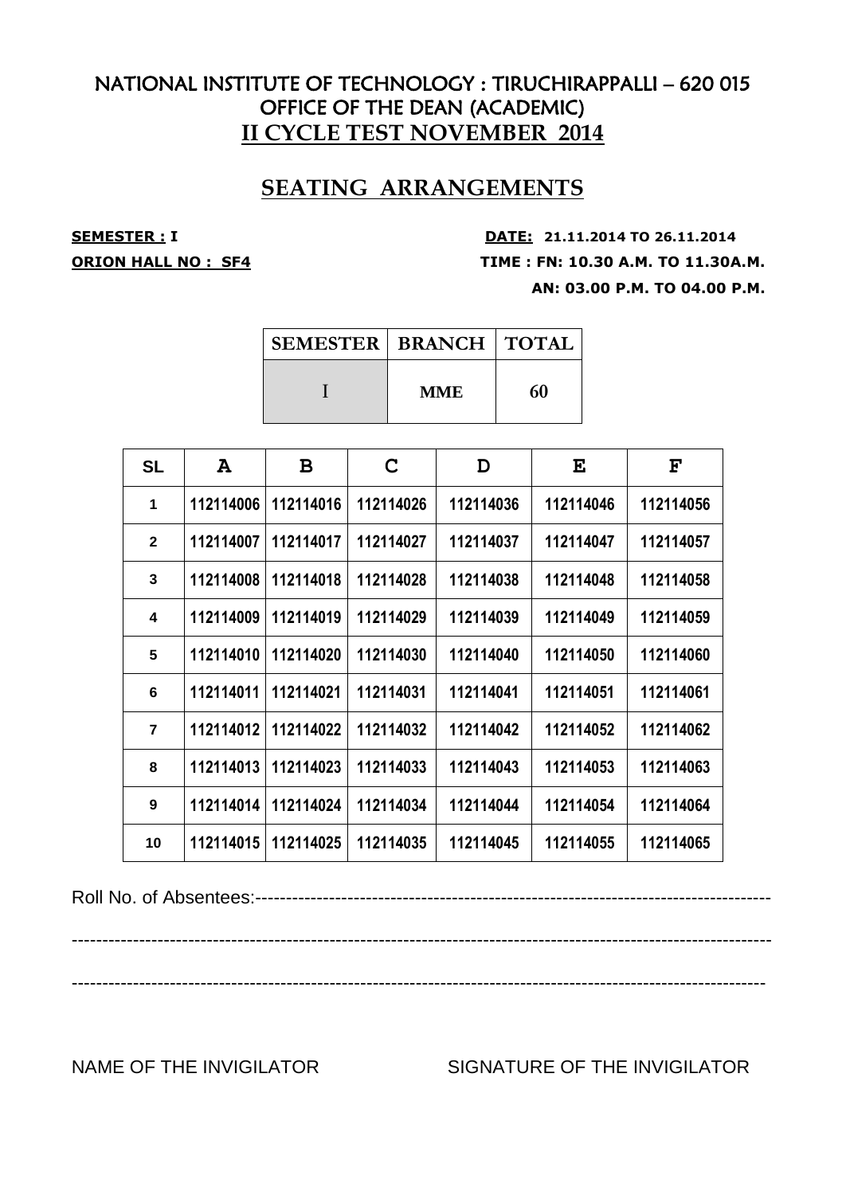# NATIONAL INSTITUTE OF TECHNOLOGY : TIRUCHIRAPPALLI – 620 015
## OFFICE OF THE DEAN (ACADEMIC)
## II CYCLE TEST NOVEMBER 2014

## SEATING ARRANGEMENTS

**SEMESTER : I** **DATE: 21.11.2014 TO 26.11.2014**

**ORION HALL NO : SF4** **TIME : FN: 10.30 A.M. TO 11.30A.M.**

**AN: 03.00 P.M. TO 04.00 P.M.**

| SEMESTER | BRANCH | TOTAL |
|---|---|---|
| I | MME | 60 |

| SL | A | B | C | D | E | F |
|---|---|---|---|---|---|---|
| 1 | 112114006 | 112114016 | 112114026 | 112114036 | 112114046 | 112114056 |
| 2 | 112114007 | 112114017 | 112114027 | 112114037 | 112114047 | 112114057 |
| 3 | 112114008 | 112114018 | 112114028 | 112114038 | 112114048 | 112114058 |
| 4 | 112114009 | 112114019 | 112114029 | 112114039 | 112114049 | 112114059 |
| 5 | 112114010 | 112114020 | 112114030 | 112114040 | 112114050 | 112114060 |
| 6 | 112114011 | 112114021 | 112114031 | 112114041 | 112114051 | 112114061 |
| 7 | 112114012 | 112114022 | 112114032 | 112114042 | 112114052 | 112114062 |
| 8 | 112114013 | 112114023 | 112114033 | 112114043 | 112114053 | 112114063 |
| 9 | 112114014 | 112114024 | 112114034 | 112114044 | 112114054 | 112114064 |
| 10 | 112114015 | 112114025 | 112114035 | 112114045 | 112114055 | 112114065 |

Roll No. of Absentees:----------------------------------------------------------------------------------

------------------------------------------------------------------------------------------------------------

------------------------------------------------------------------------------------------------------------

NAME OF THE INVIGILATOR SIGNATURE OF THE INVIGILATOR